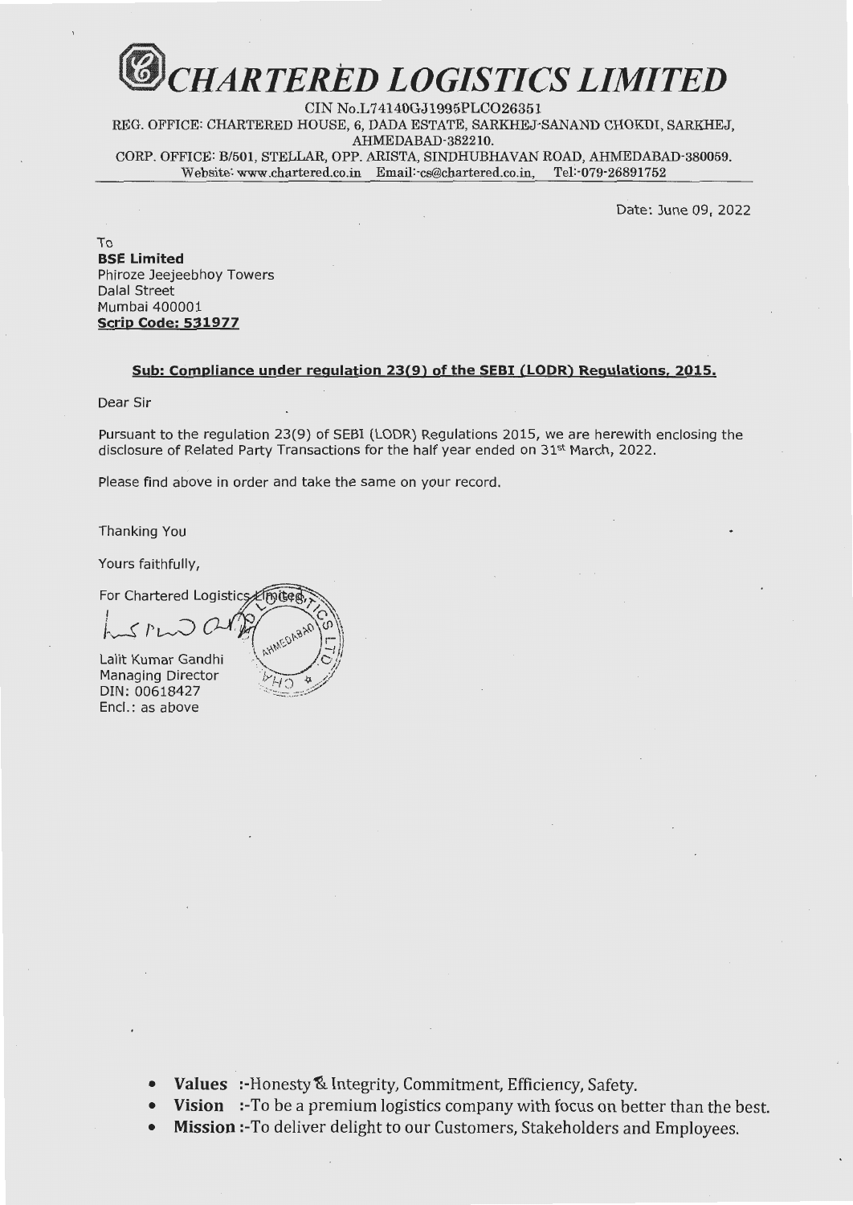# CHARTERED LOGISTICS LIMITED

CIN No.L74140GJ1995PLCO26351
REG. OFFICE: CHARTERED HOUSE, 6, DADA ESTATE, SARKHEJ-SANAND CHOKDI, SARKHEJ, AHMEDABAD-382210.
CORP. OFFICE: B/501, STELLAR, OPP. ARISTA, SINDHUBHAVAN ROAD, AHMEDABAD-380059.
Website: www.chartered.co.in Email:-cs@chartered.co.in, Tel:-079-26891752

Date: June 09, 2022

To
**BSE Limited**
Phiroze Jeejeebhoy Towers
Dalal Street
Mumbai 400001
**Scrip Code: 531977**

**Sub: Compliance under regulation 23(9) of the SEBI (LODR) Regulations, 2015.**

Dear Sir

Pursuant to the regulation 23(9) of SEBI (LODR) Regulations 2015, we are herewith enclosing the disclosure of Related Party Transactions for the half year ended on 31st March, 2022.

Please find above in order and take the same on your record.

Thanking You

Yours faithfully,

For Chartered Logistics Limited

Lalit Kumar Gandhi
Managing Director
DIN: 00618427
Encl.: as above

- **Values** :-Honesty & Integrity, Commitment, Efficiency, Safety.
- **Vision** :-To be a premium logistics company with focus on better than the best.
- **Mission** :-To deliver delight to our Customers, Stakeholders and Employees.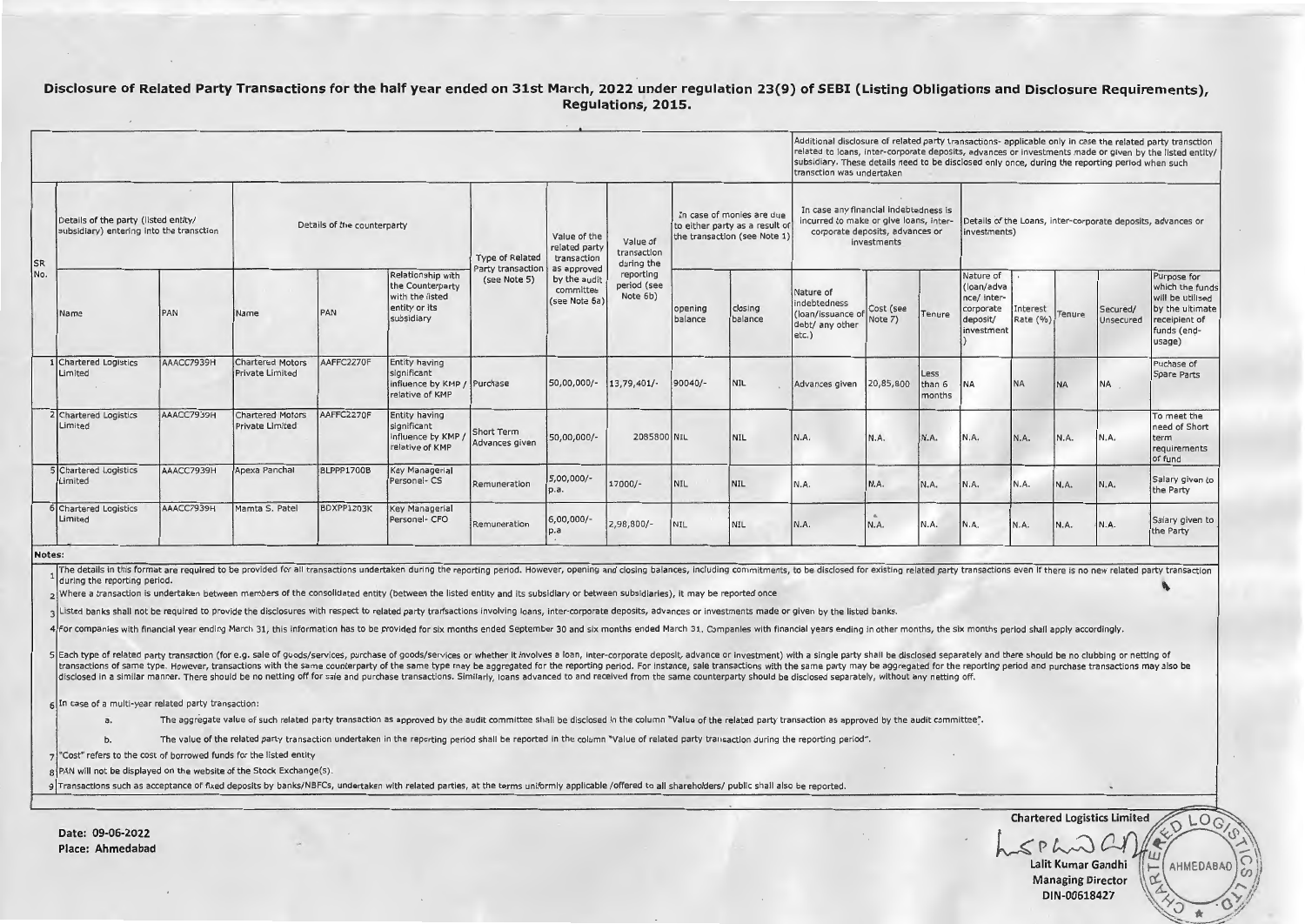## Disclosure of Related Party Transactions for the half year ended on 31st March, 2022 under regulation 23(9) of SEBI (Listing Obligations and Disclosure Requirements), Regulations, 2015.

| SR No. | Details of the party (listed entity/ subsidiary) entering into the transction | | Details of the counterparty | | | Type of Related Party transaction (see Note 5) | Value of the related party transaction as approved by the audit committee (see Note 6a) | Value of transaction during the reporting period (see Note 6b) | In case of monies are due to either party as a result of the transaction (see Note 1) | | Additional disclosure of related party transactions- applicable only in case the related party transction related to loans, inter-corporate deposits, advances or investments made or given by the listed entity/ subsidiary. These details need to be disclosed only once, during the reporting period when such transction was undertaken | | | | | | | |
|---|---|---|---|---|---|---|---|---|---|---|---|---|---|---|---|---|---|---|
| | | | | | | | | | | | In case any financial indebtedness is incurred to make or give loans, inter-corporate deposits, advances or investments | | | Details of the Loans, inter-corporate deposits, advances or investments) | | | | |
| | Name | PAN | Name | PAN | Relationship with the Counterparty with the listed entity or its subsidiary | | | | opening balance | closing balance | Nature of indebtedness (loan/issuance of debt/ any other etc.) | Cost (see Note 7) | Tenure | Nature of (loan/advance/ inter-corporate deposit/ investment) | Interest Rate (%) | Tenure | Secured/ Unsecured | Purpose for which the funds will be utilised by the ultimate receipient of funds (end-usage) |
| 1 | Chartered Logistics Limited | AAACC7939H | Chartered Motors Private Limited | AAFFC2270F | Entity having significant influence by KMP / relative of KMP | Purchase | 50,00,000/- | 13,79,401/- | 90040/- | NIL | Advances given | 20,85,800 | Less than 6 months | NA | NA | NA | NA | Puchase of Spare Parts |
| 2 | Chartered Logistics Limited | AAACC7939H | Chartered Motors Private Limited | AAFFC2270F | Entity having significant influence by KMP / relative of KMP | Short Term Advances given | 50,00,000/- | 2085800 | NIL | NIL | N.A. | N.A. | N.A. | N.A. | N.A. | N.A. | N.A. | To meet the need of Short term requirements of fund |
| 5 | Chartered Logistics Limited | AAACC7939H | Apexa Panchal | BLPPP1700B | Key Managerial Personel- CS | Remuneration | 5,00,000/- p.a. | 17000/- | NIL | NIL | N.A. | N.A. | N.A. | N.A. | N.A. | N.A. | N.A. | Salary given to the Party |
| 6 | Chartered Logistics Limited | AAACC7939H | Mamta S. Patel | BDXPP1203K | Key Managerial Personel- CFO | Remuneration | 6,00,000/- p.a | 2,98,800/- | NIL | NIL | N.A. | N.A. | N.A. | N.A. | N.A. | N.A. | N.A. | Salary given to the Party |

**Notes:**

1. The details in this format are required to be provided for all transactions undertaken during the reporting period. However, opening and closing balances, including commitments, to be disclosed for existing related party transactions even if there is no new related party transaction during the reporting period.
2. Where a transaction is undertaken between members of the consolidated entity (between the listed entity and its subsidiary or between subsidiaries), it may be reported once
3. Listed banks shall not be required to provide the disclosures with respect to related party transactions involving loans, inter-corporate deposits, advances or investments made or given by the listed banks.
4. For companies with financial year ending March 31, this information has to be provided for six months ended September 30 and six months ended March 31. Companies with financial years ending in other months, the six months period shall apply accordingly.
5. Each type of related party transaction (for e.g. sale of goods/services, purchase of goods/services or whether it involves a loan, inter-corporate deposit, advance or investment) with a single party shall be disclosed separately and there should be no clubbing or netting of transactions of same type. However, transactions with the same counterparty of the same type may be aggregated for the reporting period. For instance, sale transactions with the same party may be aggregated for the reporting period and purchase transactions may also be disclosed in a similar manner. There should be no netting off for sale and purchase transactions. Similarly, loans advanced to and received from the same counterparty should be disclosed separately, without any netting off.
6. In case of a multi-year related party transaction:
   a. The aggregate value of such related party transaction as approved by the audit committee shall be disclosed in the column "Value of the related party transaction as approved by the audit committee".
   b. The value of the related party transaction undertaken in the reporting period shall be reported in the column "Value of related party transaction during the reporting period".
7. "Cost" refers to the cost of borrowed funds for the listed entity
8. PAN will not be displayed on the website of the Stock Exchange(s).
9. Transactions such as acceptance of fixed deposits by banks/NBFCs, undertaken with related parties, at the terms uniformly applicable /offered to all shareholders/ public shall also be reported.

Date: 09-06-2022
Place: Ahmedabad

Chartered Logistics Limited

Lalit Kumar Gandhi
Managing Director
DIN-00618427